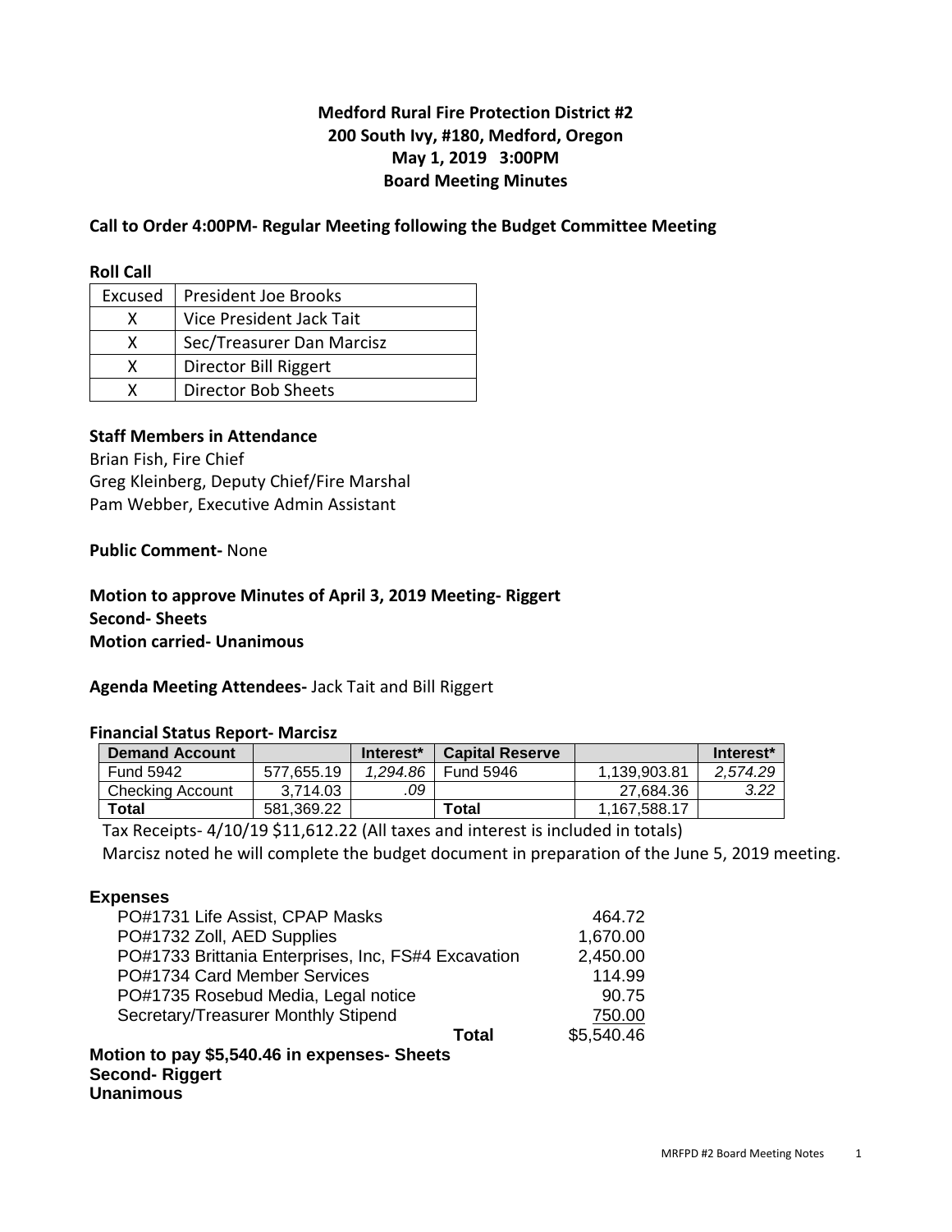# Medford Rural Fire Protection District #2
## 200 South Ivy, #180, Medford, Oregon
## May 1, 2019 3:00PM
## Board Meeting Minutes

**Call to Order 4:00PM- Regular Meeting following the Budget Committee Meeting**

**Roll Call**

| Excused | President Joe Brooks |
|---|---|
| X | Vice President Jack Tait |
| X | Sec/Treasurer Dan Marcisz |
| X | Director Bill Riggert |
| X | Director Bob Sheets |

**Staff Members in Attendance**

Brian Fish, Fire Chief
Greg Kleinberg, Deputy Chief/Fire Marshal
Pam Webber, Executive Admin Assistant

**Public Comment-** None

**Motion to approve Minutes of April 3, 2019 Meeting- Riggert**
**Second- Sheets**
**Motion carried- Unanimous**

**Agenda Meeting Attendees-** Jack Tait and Bill Riggert

**Financial Status Report- Marcisz**

| Demand Account | | Interest* | Capital Reserve | | Interest* |
|---|---|---|---|---|---|
| Fund 5942 | 577,655.19 | *1,294.86* | Fund 5946 | 1,139,903.81 | *2,574.29* |
| Checking Account | 3,714.03 | *.09* | | 27,684.36 | *3.22* |
| **Total** | 581,369.22 | | **Total** | 1,167,588.17 | |

Tax Receipts- 4/10/19 $11,612.22 (All taxes and interest is included in totals)

Marcisz noted he will complete the budget document in preparation of the June 5, 2019 meeting.

**Expenses**

| | |
|---|---|
| PO#1731 Life Assist, CPAP Masks | 464.72 |
| PO#1732 Zoll, AED Supplies | 1,670.00 |
| PO#1733 Brittania Enterprises, Inc, FS#4 Excavation | 2,450.00 |
| PO#1734 Card Member Services | 114.99 |
| PO#1735 Rosebud Media, Legal notice | 90.75 |
| Secretary/Treasurer Monthly Stipend | 750.00 |
| **Total** | $5,540.46 |

**Motion to pay $5,540.46 in expenses- Sheets**
**Second- Riggert**
**Unanimous**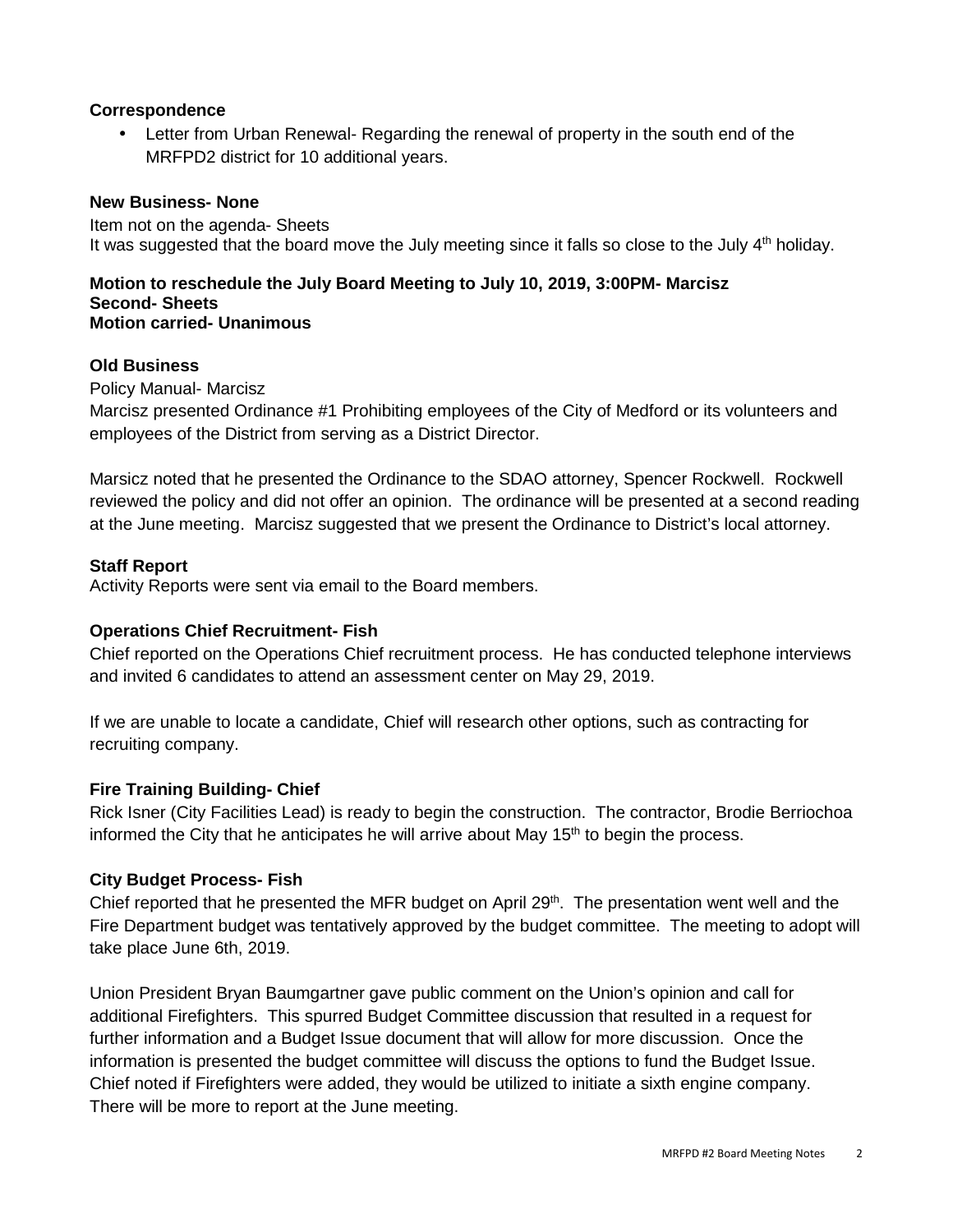**Correspondence**

- Letter from Urban Renewal- Regarding the renewal of property in the south end of the MRFPD2 district for 10 additional years.

**New Business- None**

Item not on the agenda- Sheets
It was suggested that the board move the July meeting since it falls so close to the July 4th holiday.

**Motion to reschedule the July Board Meeting to July 10, 2019, 3:00PM- Marcisz**
**Second- Sheets**
**Motion carried- Unanimous**

**Old Business**

Policy Manual- Marcisz
Marcisz presented Ordinance #1 Prohibiting employees of the City of Medford or its volunteers and employees of the District from serving as a District Director.

Marsicz noted that he presented the Ordinance to the SDAO attorney, Spencer Rockwell. Rockwell reviewed the policy and did not offer an opinion. The ordinance will be presented at a second reading at the June meeting. Marcisz suggested that we present the Ordinance to District's local attorney.

**Staff Report**

Activity Reports were sent via email to the Board members.

**Operations Chief Recruitment- Fish**

Chief reported on the Operations Chief recruitment process. He has conducted telephone interviews and invited 6 candidates to attend an assessment center on May 29, 2019.

If we are unable to locate a candidate, Chief will research other options, such as contracting for recruiting company.

**Fire Training Building- Chief**

Rick Isner (City Facilities Lead) is ready to begin the construction. The contractor, Brodie Berriochoa informed the City that he anticipates he will arrive about May 15th to begin the process.

**City Budget Process- Fish**

Chief reported that he presented the MFR budget on April 29th. The presentation went well and the Fire Department budget was tentatively approved by the budget committee. The meeting to adopt will take place June 6th, 2019.

Union President Bryan Baumgartner gave public comment on the Union's opinion and call for additional Firefighters. This spurred Budget Committee discussion that resulted in a request for further information and a Budget Issue document that will allow for more discussion. Once the information is presented the budget committee will discuss the options to fund the Budget Issue. Chief noted if Firefighters were added, they would be utilized to initiate a sixth engine company. There will be more to report at the June meeting.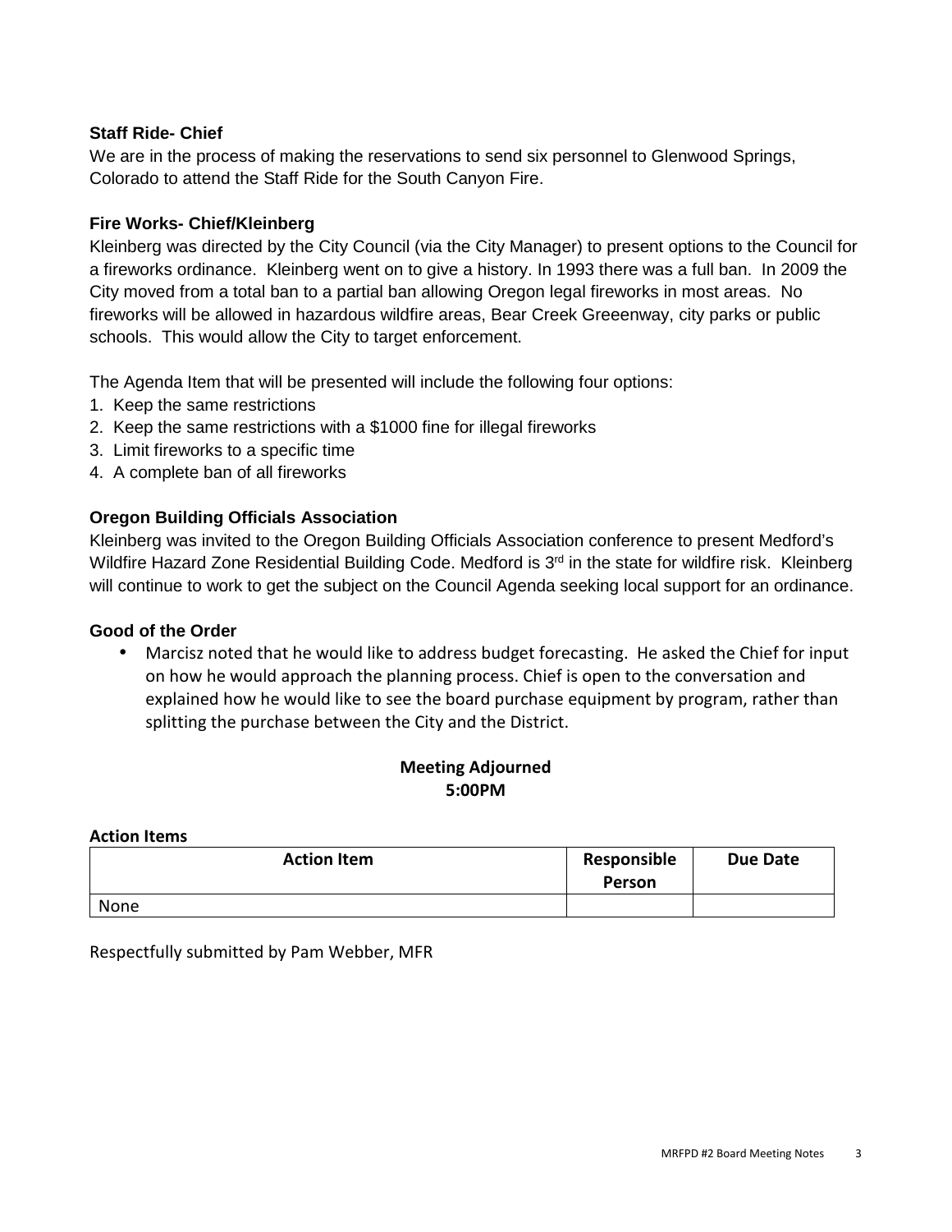**Staff Ride- Chief**

We are in the process of making the reservations to send six personnel to Glenwood Springs, Colorado to attend the Staff Ride for the South Canyon Fire.

**Fire Works- Chief/Kleinberg**

Kleinberg was directed by the City Council (via the City Manager) to present options to the Council for a fireworks ordinance. Kleinberg went on to give a history. In 1993 there was a full ban. In 2009 the City moved from a total ban to a partial ban allowing Oregon legal fireworks in most areas. No fireworks will be allowed in hazardous wildfire areas, Bear Creek Greeenway, city parks or public schools. This would allow the City to target enforcement.

The Agenda Item that will be presented will include the following four options:

1. Keep the same restrictions
2. Keep the same restrictions with a $1000 fine for illegal fireworks
3. Limit fireworks to a specific time
4. A complete ban of all fireworks

**Oregon Building Officials Association**

Kleinberg was invited to the Oregon Building Officials Association conference to present Medford's Wildfire Hazard Zone Residential Building Code. Medford is 3rd in the state for wildfire risk. Kleinberg will continue to work to get the subject on the Council Agenda seeking local support for an ordinance.

**Good of the Order**

- Marcisz noted that he would like to address budget forecasting. He asked the Chief for input on how he would approach the planning process. Chief is open to the conversation and explained how he would like to see the board purchase equipment by program, rather than splitting the purchase between the City and the District.

**Meeting Adjourned**
**5:00PM**

**Action Items**

| Action Item | Responsible Person | Due Date |
|---|---|---|
| None | | |

Respectfully submitted by Pam Webber, MFR